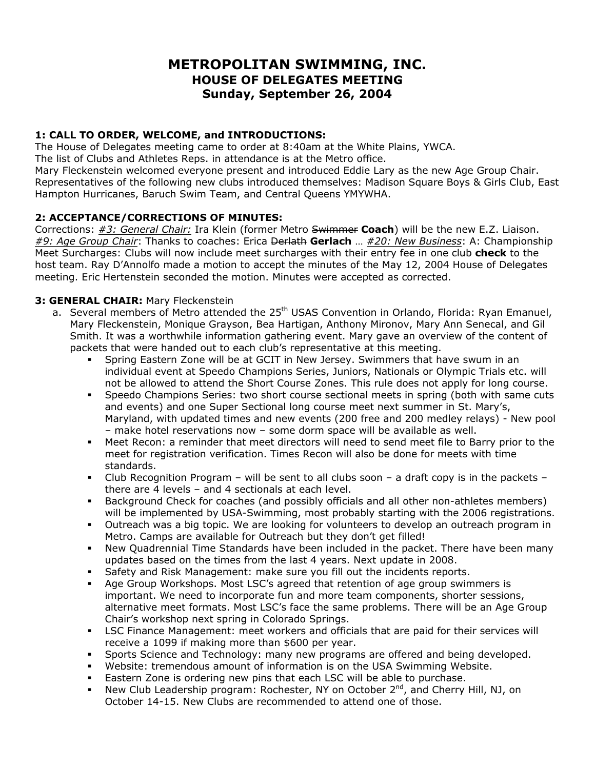# METROPOLITAN SWIMMING, INC.
## HOUSE OF DELEGATES MEETING
## Sunday, September 26, 2004

**1: CALL TO ORDER, WELCOME, and INTRODUCTIONS:**
The House of Delegates meeting came to order at 8:40am at the White Plains, YWCA.
The list of Clubs and Athletes Reps. in attendance is at the Metro office.
Mary Fleckenstein welcomed everyone present and introduced Eddie Lary as the new Age Group Chair. Representatives of the following new clubs introduced themselves: Madison Square Boys & Girls Club, East Hampton Hurricanes, Baruch Swim Team, and Central Queens YMYWHA.

**2: ACCEPTANCE/CORRECTIONS OF MINUTES:**
Corrections: *#3: General Chair:* Ira Klein (former Metro ~~Swimmer~~ **Coach**) will be the new E.Z. Liaison. *#9: Age Group Chair*: Thanks to coaches: Erica ~~Derlath~~ **Gerlach** … *#20: New Business*: A: Championship Meet Surcharges: Clubs will now include meet surcharges with their entry fee in one ~~club~~ **check** to the host team. Ray D'Annolfo made a motion to accept the minutes of the May 12, 2004 House of Delegates meeting. Eric Hertenstein seconded the motion. Minutes were accepted as corrected.

**3: GENERAL CHAIR:** Mary Fleckenstein

a. Several members of Metro attended the 25th USAS Convention in Orlando, Florida: Ryan Emanuel, Mary Fleckenstein, Monique Grayson, Bea Hartigan, Anthony Mironov, Mary Ann Senecal, and Gil Smith. It was a worthwhile information gathering event. Mary gave an overview of the content of packets that were handed out to each club's representative at this meeting.
   - Spring Eastern Zone will be at GCIT in New Jersey. Swimmers that have swum in an individual event at Speedo Champions Series, Juniors, Nationals or Olympic Trials etc. will not be allowed to attend the Short Course Zones. This rule does not apply for long course.
   - Speedo Champions Series: two short course sectional meets in spring (both with same cuts and events) and one Super Sectional long course meet next summer in St. Mary's, Maryland, with updated times and new events (200 free and 200 medley relays) - New pool – make hotel reservations now – some dorm space will be available as well.
   - Meet Recon: a reminder that meet directors will need to send meet file to Barry prior to the meet for registration verification. Times Recon will also be done for meets with time standards.
   - Club Recognition Program – will be sent to all clubs soon – a draft copy is in the packets – there are 4 levels – and 4 sectionals at each level.
   - Background Check for coaches (and possibly officials and all other non-athletes members) will be implemented by USA-Swimming, most probably starting with the 2006 registrations.
   - Outreach was a big topic. We are looking for volunteers to develop an outreach program in Metro. Camps are available for Outreach but they don't get filled!
   - New Quadrennial Time Standards have been included in the packet. There have been many updates based on the times from the last 4 years. Next update in 2008.
   - Safety and Risk Management: make sure you fill out the incidents reports.
   - Age Group Workshops. Most LSC's agreed that retention of age group swimmers is important. We need to incorporate fun and more team components, shorter sessions, alternative meet formats. Most LSC's face the same problems. There will be an Age Group Chair's workshop next spring in Colorado Springs.
   - LSC Finance Management: meet workers and officials that are paid for their services will receive a 1099 if making more than $600 per year.
   - Sports Science and Technology: many new programs are offered and being developed.
   - Website: tremendous amount of information is on the USA Swimming Website.
   - Eastern Zone is ordering new pins that each LSC will be able to purchase.
   - New Club Leadership program: Rochester, NY on October 2nd, and Cherry Hill, NJ, on October 14-15. New Clubs are recommended to attend one of those.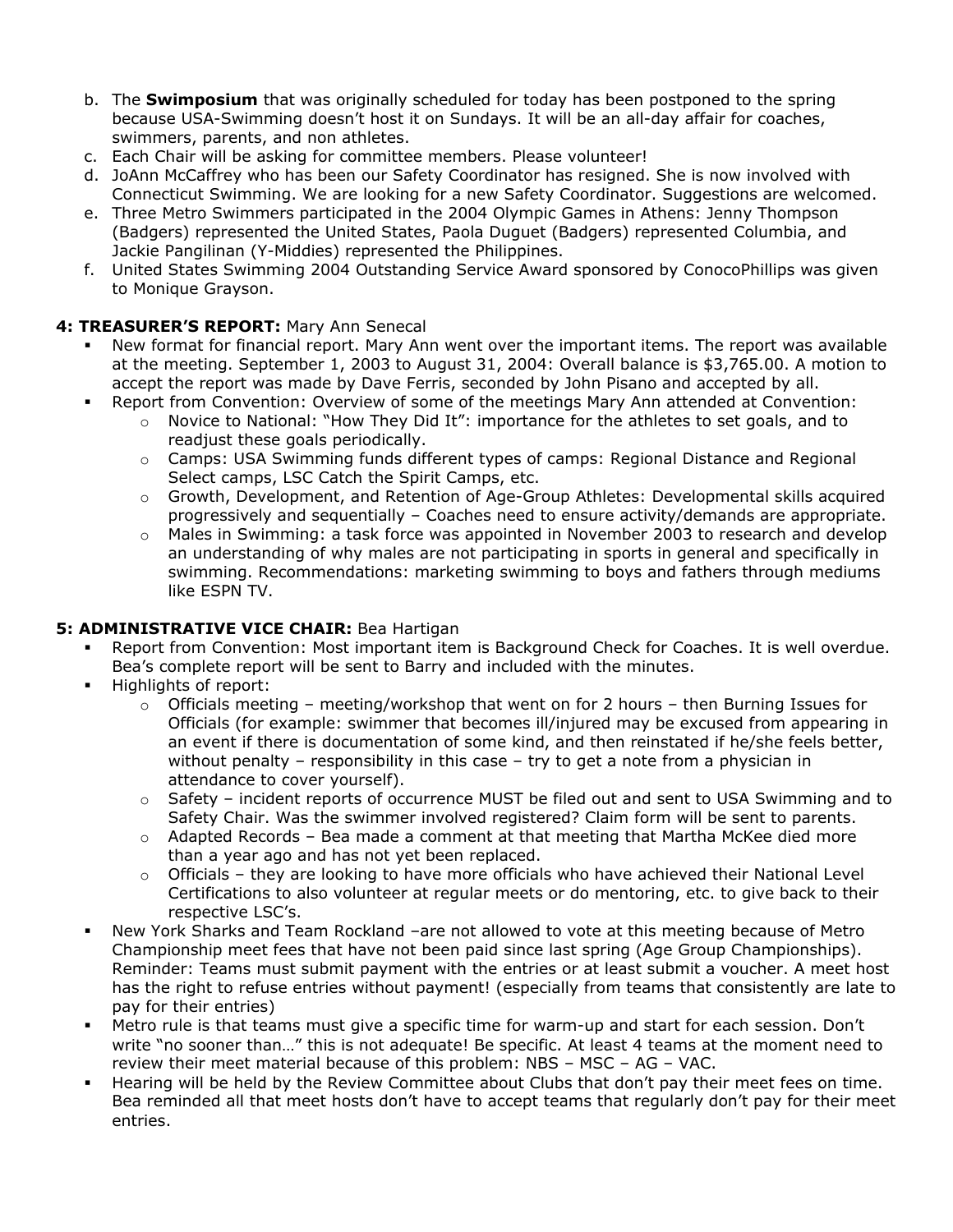b. The **Swimposium** that was originally scheduled for today has been postponed to the spring because USA-Swimming doesn't host it on Sundays. It will be an all-day affair for coaches, swimmers, parents, and non athletes.
c. Each Chair will be asking for committee members. Please volunteer!
d. JoAnn McCaffrey who has been our Safety Coordinator has resigned. She is now involved with Connecticut Swimming. We are looking for a new Safety Coordinator. Suggestions are welcomed.
e. Three Metro Swimmers participated in the 2004 Olympic Games in Athens: Jenny Thompson (Badgers) represented the United States, Paola Duguet (Badgers) represented Columbia, and Jackie Pangilinan (Y-Middies) represented the Philippines.
f. United States Swimming 2004 Outstanding Service Award sponsored by ConocoPhillips was given to Monique Grayson.

**4: TREASURER'S REPORT:** Mary Ann Senecal

- New format for financial report. Mary Ann went over the important items. The report was available at the meeting. September 1, 2003 to August 31, 2004: Overall balance is $3,765.00. A motion to accept the report was made by Dave Ferris, seconded by John Pisano and accepted by all.
- Report from Convention: Overview of some of the meetings Mary Ann attended at Convention:
  - Novice to National: "How They Did It": importance for the athletes to set goals, and to readjust these goals periodically.
  - Camps: USA Swimming funds different types of camps: Regional Distance and Regional Select camps, LSC Catch the Spirit Camps, etc.
  - Growth, Development, and Retention of Age-Group Athletes: Developmental skills acquired progressively and sequentially – Coaches need to ensure activity/demands are appropriate.
  - Males in Swimming: a task force was appointed in November 2003 to research and develop an understanding of why males are not participating in sports in general and specifically in swimming. Recommendations: marketing swimming to boys and fathers through mediums like ESPN TV.

**5: ADMINISTRATIVE VICE CHAIR:** Bea Hartigan

- Report from Convention: Most important item is Background Check for Coaches. It is well overdue. Bea's complete report will be sent to Barry and included with the minutes.
- Highlights of report:
  - Officials meeting – meeting/workshop that went on for 2 hours – then Burning Issues for Officials (for example: swimmer that becomes ill/injured may be excused from appearing in an event if there is documentation of some kind, and then reinstated if he/she feels better, without penalty – responsibility in this case – try to get a note from a physician in attendance to cover yourself).
  - Safety – incident reports of occurrence MUST be filed out and sent to USA Swimming and to Safety Chair. Was the swimmer involved registered? Claim form will be sent to parents.
  - Adapted Records – Bea made a comment at that meeting that Martha McKee died more than a year ago and has not yet been replaced.
  - Officials – they are looking to have more officials who have achieved their National Level Certifications to also volunteer at regular meets or do mentoring, etc. to give back to their respective LSC's.
- New York Sharks and Team Rockland –are not allowed to vote at this meeting because of Metro Championship meet fees that have not been paid since last spring (Age Group Championships). Reminder: Teams must submit payment with the entries or at least submit a voucher. A meet host has the right to refuse entries without payment! (especially from teams that consistently are late to pay for their entries)
- Metro rule is that teams must give a specific time for warm-up and start for each session. Don't write "no sooner than…" this is not adequate! Be specific. At least 4 teams at the moment need to review their meet material because of this problem: NBS – MSC – AG – VAC.
- Hearing will be held by the Review Committee about Clubs that don't pay their meet fees on time. Bea reminded all that meet hosts don't have to accept teams that regularly don't pay for their meet entries.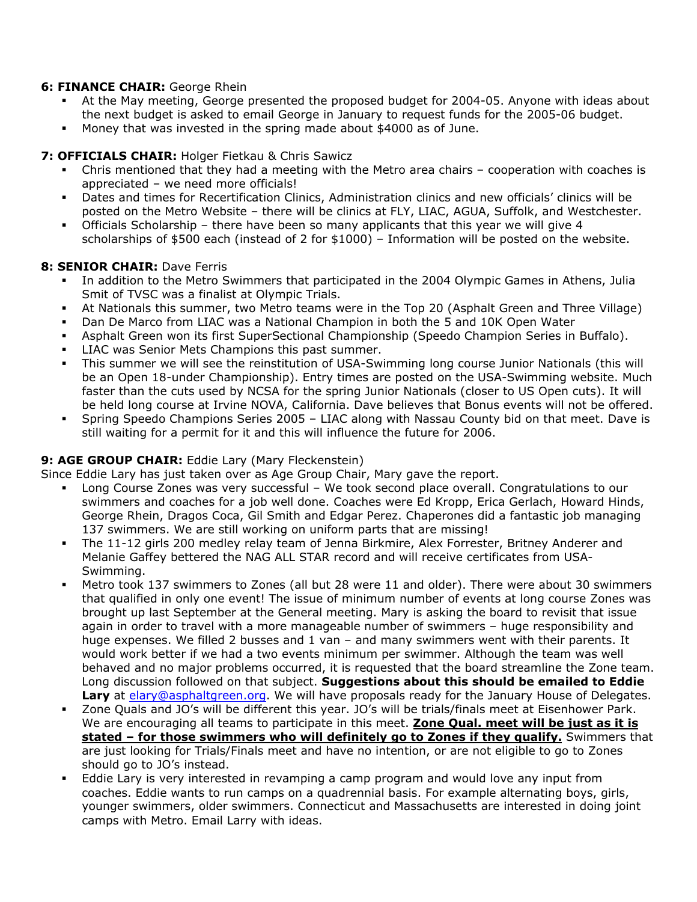**6: FINANCE CHAIR:** George Rhein

- At the May meeting, George presented the proposed budget for 2004-05. Anyone with ideas about the next budget is asked to email George in January to request funds for the 2005-06 budget.
- Money that was invested in the spring made about $4000 as of June.

**7: OFFICIALS CHAIR:** Holger Fietkau & Chris Sawicz

- Chris mentioned that they had a meeting with the Metro area chairs – cooperation with coaches is appreciated – we need more officials!
- Dates and times for Recertification Clinics, Administration clinics and new officials' clinics will be posted on the Metro Website – there will be clinics at FLY, LIAC, AGUA, Suffolk, and Westchester.
- Officials Scholarship – there have been so many applicants that this year we will give 4 scholarships of $500 each (instead of 2 for $1000) – Information will be posted on the website.

**8: SENIOR CHAIR:** Dave Ferris

- In addition to the Metro Swimmers that participated in the 2004 Olympic Games in Athens, Julia Smit of TVSC was a finalist at Olympic Trials.
- At Nationals this summer, two Metro teams were in the Top 20 (Asphalt Green and Three Village)
- Dan De Marco from LIAC was a National Champion in both the 5 and 10K Open Water
- Asphalt Green won its first SuperSectional Championship (Speedo Champion Series in Buffalo).
- LIAC was Senior Mets Champions this past summer.
- This summer we will see the reinstitution of USA-Swimming long course Junior Nationals (this will be an Open 18-under Championship). Entry times are posted on the USA-Swimming website. Much faster than the cuts used by NCSA for the spring Junior Nationals (closer to US Open cuts). It will be held long course at Irvine NOVA, California. Dave believes that Bonus events will not be offered.
- Spring Speedo Champions Series 2005 – LIAC along with Nassau County bid on that meet. Dave is still waiting for a permit for it and this will influence the future for 2006.

**9: AGE GROUP CHAIR:** Eddie Lary (Mary Fleckenstein)

Since Eddie Lary has just taken over as Age Group Chair, Mary gave the report.

- Long Course Zones was very successful – We took second place overall. Congratulations to our swimmers and coaches for a job well done. Coaches were Ed Kropp, Erica Gerlach, Howard Hinds, George Rhein, Dragos Coca, Gil Smith and Edgar Perez. Chaperones did a fantastic job managing 137 swimmers. We are still working on uniform parts that are missing!
- The 11-12 girls 200 medley relay team of Jenna Birkmire, Alex Forrester, Britney Anderer and Melanie Gaffey bettered the NAG ALL STAR record and will receive certificates from USA-Swimming.
- Metro took 137 swimmers to Zones (all but 28 were 11 and older). There were about 30 swimmers that qualified in only one event! The issue of minimum number of events at long course Zones was brought up last September at the General meeting. Mary is asking the board to revisit that issue again in order to travel with a more manageable number of swimmers – huge responsibility and huge expenses. We filled 2 busses and 1 van – and many swimmers went with their parents. It would work better if we had a two events minimum per swimmer. Although the team was well behaved and no major problems occurred, it is requested that the board streamline the Zone team. Long discussion followed on that subject. **Suggestions about this should be emailed to Eddie Lary** at elary@asphaltgreen.org. We will have proposals ready for the January House of Delegates.
- Zone Quals and JO's will be different this year. JO's will be trials/finals meet at Eisenhower Park. We are encouraging all teams to participate in this meet. **Zone Qual. meet will be just as it is stated – for those swimmers who will definitely go to Zones if they qualify.** Swimmers that are just looking for Trials/Finals meet and have no intention, or are not eligible to go to Zones should go to JO's instead.
- Eddie Lary is very interested in revamping a camp program and would love any input from coaches. Eddie wants to run camps on a quadrennial basis. For example alternating boys, girls, younger swimmers, older swimmers. Connecticut and Massachusetts are interested in doing joint camps with Metro. Email Larry with ideas.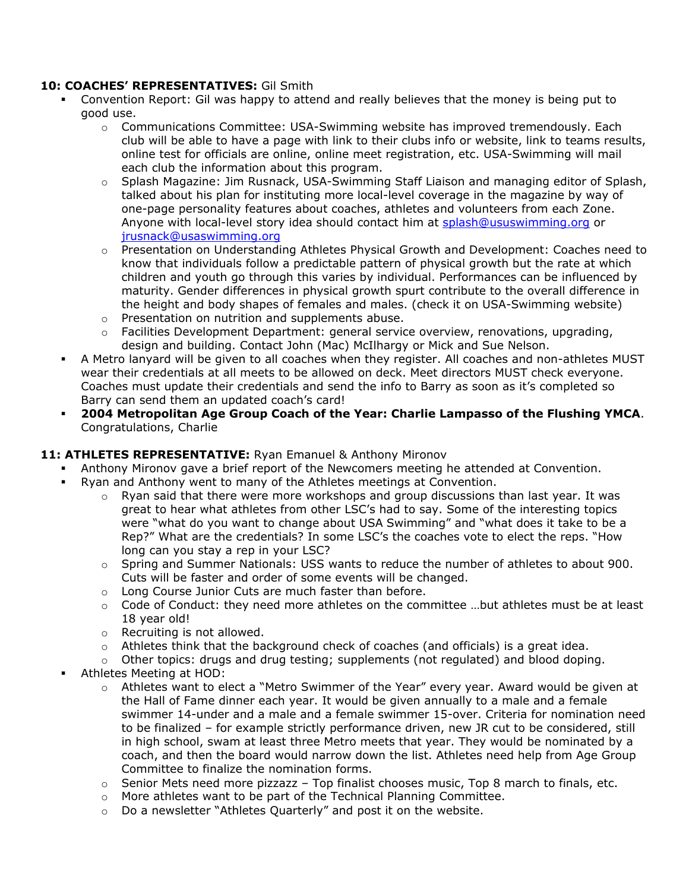**10: COACHES' REPRESENTATIVES:** Gil Smith

- Convention Report: Gil was happy to attend and really believes that the money is being put to good use.
  - Communications Committee: USA-Swimming website has improved tremendously. Each club will be able to have a page with link to their clubs info or website, link to teams results, online test for officials are online, online meet registration, etc. USA-Swimming will mail each club the information about this program.
  - Splash Magazine: Jim Rusnack, USA-Swimming Staff Liaison and managing editor of Splash, talked about his plan for instituting more local-level coverage in the magazine by way of one-page personality features about coaches, athletes and volunteers from each Zone. Anyone with local-level story idea should contact him at splash@ususwimming.org or jrusnack@usaswimming.org
  - Presentation on Understanding Athletes Physical Growth and Development: Coaches need to know that individuals follow a predictable pattern of physical growth but the rate at which children and youth go through this varies by individual. Performances can be influenced by maturity. Gender differences in physical growth spurt contribute to the overall difference in the height and body shapes of females and males. (check it on USA-Swimming website)
  - Presentation on nutrition and supplements abuse.
  - Facilities Development Department: general service overview, renovations, upgrading, design and building. Contact John (Mac) McIlhargy or Mick and Sue Nelson.
- A Metro lanyard will be given to all coaches when they register. All coaches and non-athletes MUST wear their credentials at all meets to be allowed on deck. Meet directors MUST check everyone. Coaches must update their credentials and send the info to Barry as soon as it's completed so Barry can send them an updated coach's card!
- **2004 Metropolitan Age Group Coach of the Year: Charlie Lampasso of the Flushing YMCA**. Congratulations, Charlie

**11: ATHLETES REPRESENTATIVE:** Ryan Emanuel & Anthony Mironov

- Anthony Mironov gave a brief report of the Newcomers meeting he attended at Convention.
- Ryan and Anthony went to many of the Athletes meetings at Convention.
  - Ryan said that there were more workshops and group discussions than last year. It was great to hear what athletes from other LSC's had to say. Some of the interesting topics were "what do you want to change about USA Swimming" and "what does it take to be a Rep?" What are the credentials? In some LSC's the coaches vote to elect the reps. "How long can you stay a rep in your LSC?
  - Spring and Summer Nationals: USS wants to reduce the number of athletes to about 900. Cuts will be faster and order of some events will be changed.
  - Long Course Junior Cuts are much faster than before.
  - Code of Conduct: they need more athletes on the committee …but athletes must be at least 18 year old!
  - Recruiting is not allowed.
  - Athletes think that the background check of coaches (and officials) is a great idea.
  - Other topics: drugs and drug testing; supplements (not regulated) and blood doping.
- Athletes Meeting at HOD:
  - Athletes want to elect a "Metro Swimmer of the Year" every year. Award would be given at the Hall of Fame dinner each year. It would be given annually to a male and a female swimmer 14-under and a male and a female swimmer 15-over. Criteria for nomination need to be finalized – for example strictly performance driven, new JR cut to be considered, still in high school, swam at least three Metro meets that year. They would be nominated by a coach, and then the board would narrow down the list. Athletes need help from Age Group Committee to finalize the nomination forms.
  - Senior Mets need more pizzazz – Top finalist chooses music, Top 8 march to finals, etc.
  - More athletes want to be part of the Technical Planning Committee.
  - Do a newsletter "Athletes Quarterly" and post it on the website.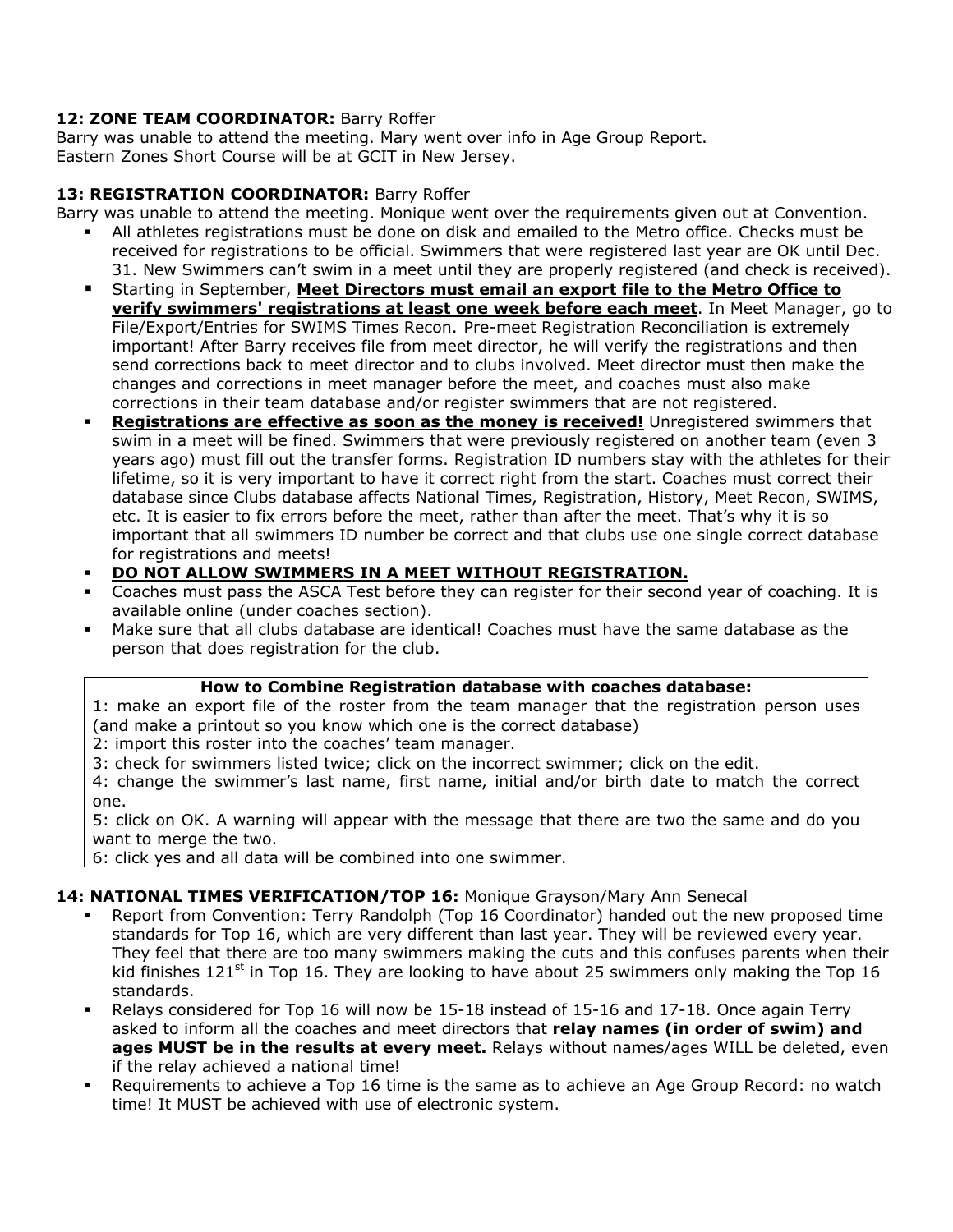**12: ZONE TEAM COORDINATOR:** Barry Roffer

Barry was unable to attend the meeting. Mary went over info in Age Group Report.
Eastern Zones Short Course will be at GCIT in New Jersey.

**13: REGISTRATION COORDINATOR:** Barry Roffer

Barry was unable to attend the meeting. Monique went over the requirements given out at Convention.

- All athletes registrations must be done on disk and emailed to the Metro office. Checks must be received for registrations to be official. Swimmers that were registered last year are OK until Dec. 31. New Swimmers can't swim in a meet until they are properly registered (and check is received).
- Starting in September, **<u>Meet Directors must email an export file to the Metro Office to verify swimmers' registrations at least one week before each meet</u>**. In Meet Manager, go to File/Export/Entries for SWIMS Times Recon. Pre-meet Registration Reconciliation is extremely important! After Barry receives file from meet director, he will verify the registrations and then send corrections back to meet director and to clubs involved. Meet director must then make the changes and corrections in meet manager before the meet, and coaches must also make corrections in their team database and/or register swimmers that are not registered.
- **<u>Registrations are effective as soon as the money is received!</u>** Unregistered swimmers that swim in a meet will be fined. Swimmers that were previously registered on another team (even 3 years ago) must fill out the transfer forms. Registration ID numbers stay with the athletes for their lifetime, so it is very important to have it correct right from the start. Coaches must correct their database since Clubs database affects National Times, Registration, History, Meet Recon, SWIMS, etc. It is easier to fix errors before the meet, rather than after the meet. That's why it is so important that all swimmers ID number be correct and that clubs use one single correct database for registrations and meets!
- **<u>DO NOT ALLOW SWIMMERS IN A MEET WITHOUT REGISTRATION.</u>**
- Coaches must pass the ASCA Test before they can register for their second year of coaching. It is available online (under coaches section).
- Make sure that all clubs database are identical! Coaches must have the same database as the person that does registration for the club.

**How to Combine Registration database with coaches database:**

1: make an export file of the roster from the team manager that the registration person uses (and make a printout so you know which one is the correct database)
2: import this roster into the coaches' team manager.
3: check for swimmers listed twice; click on the incorrect swimmer; click on the edit.
4: change the swimmer's last name, first name, initial and/or birth date to match the correct one.
5: click on OK. A warning will appear with the message that there are two the same and do you want to merge the two.
6: click yes and all data will be combined into one swimmer.

**14: NATIONAL TIMES VERIFICATION/TOP 16:** Monique Grayson/Mary Ann Senecal

- Report from Convention: Terry Randolph (Top 16 Coordinator) handed out the new proposed time standards for Top 16, which are very different than last year. They will be reviewed every year. They feel that there are too many swimmers making the cuts and this confuses parents when their kid finishes 121st in Top 16. They are looking to have about 25 swimmers only making the Top 16 standards.
- Relays considered for Top 16 will now be 15-18 instead of 15-16 and 17-18. Once again Terry asked to inform all the coaches and meet directors that **relay names (in order of swim) and ages MUST be in the results at every meet.** Relays without names/ages WILL be deleted, even if the relay achieved a national time!
- Requirements to achieve a Top 16 time is the same as to achieve an Age Group Record: no watch time! It MUST be achieved with use of electronic system.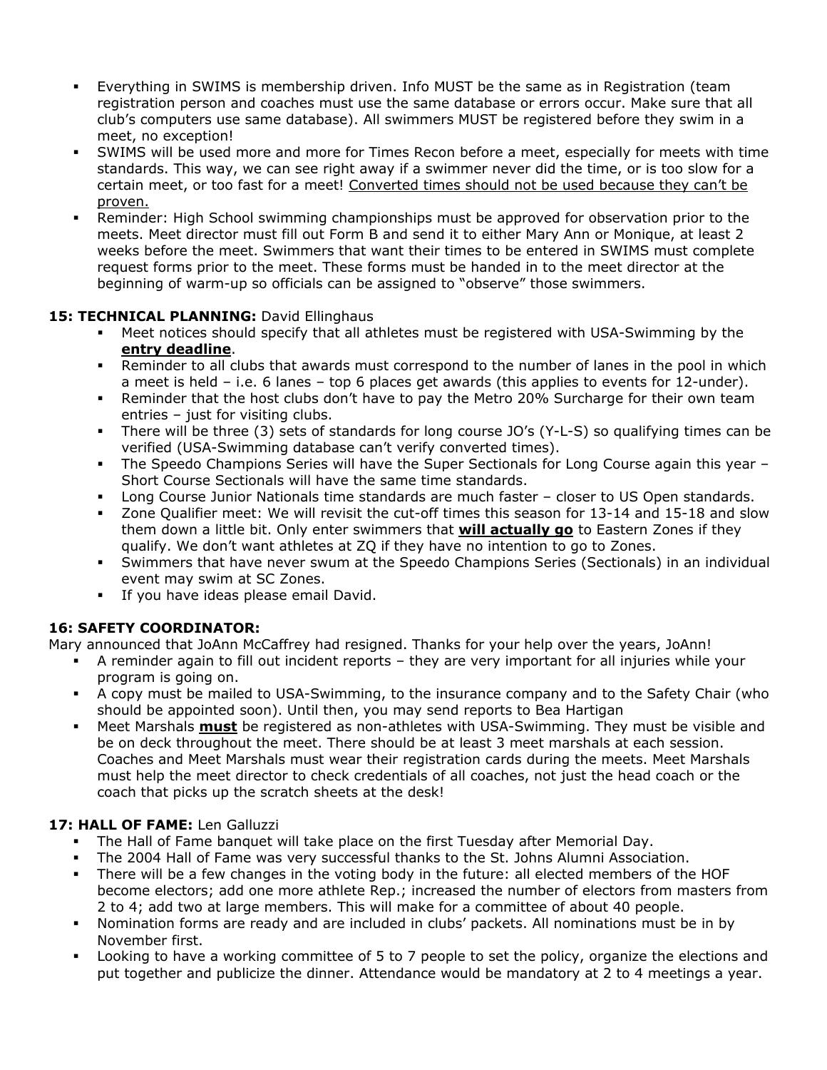- Everything in SWIMS is membership driven. Info MUST be the same as in Registration (team registration person and coaches must use the same database or errors occur. Make sure that all club's computers use same database). All swimmers MUST be registered before they swim in a meet, no exception!
- SWIMS will be used more and more for Times Recon before a meet, especially for meets with time standards. This way, we can see right away if a swimmer never did the time, or is too slow for a certain meet, or too fast for a meet! <u>Converted times should not be used because they can't be proven.</u>
- Reminder: High School swimming championships must be approved for observation prior to the meets. Meet director must fill out Form B and send it to either Mary Ann or Monique, at least 2 weeks before the meet. Swimmers that want their times to be entered in SWIMS must complete request forms prior to the meet. These forms must be handed in to the meet director at the beginning of warm-up so officials can be assigned to "observe" those swimmers.

**15: TECHNICAL PLANNING:** David Ellinghaus

- Meet notices should specify that all athletes must be registered with USA-Swimming by the **<u>entry deadline</u>**.
- Reminder to all clubs that awards must correspond to the number of lanes in the pool in which a meet is held – i.e. 6 lanes – top 6 places get awards (this applies to events for 12-under).
- Reminder that the host clubs don't have to pay the Metro 20% Surcharge for their own team entries – just for visiting clubs.
- There will be three (3) sets of standards for long course JO's (Y-L-S) so qualifying times can be verified (USA-Swimming database can't verify converted times).
- The Speedo Champions Series will have the Super Sectionals for Long Course again this year – Short Course Sectionals will have the same time standards.
- Long Course Junior Nationals time standards are much faster – closer to US Open standards.
- Zone Qualifier meet: We will revisit the cut-off times this season for 13-14 and 15-18 and slow them down a little bit. Only enter swimmers that **<u>will actually go</u>** to Eastern Zones if they qualify. We don't want athletes at ZQ if they have no intention to go to Zones.
- Swimmers that have never swum at the Speedo Champions Series (Sectionals) in an individual event may swim at SC Zones.
- If you have ideas please email David.

**16: SAFETY COORDINATOR:**

Mary announced that JoAnn McCaffrey had resigned. Thanks for your help over the years, JoAnn!

- A reminder again to fill out incident reports – they are very important for all injuries while your program is going on.
- A copy must be mailed to USA-Swimming, to the insurance company and to the Safety Chair (who should be appointed soon). Until then, you may send reports to Bea Hartigan
- Meet Marshals **<u>must</u>** be registered as non-athletes with USA-Swimming. They must be visible and be on deck throughout the meet. There should be at least 3 meet marshals at each session. Coaches and Meet Marshals must wear their registration cards during the meets. Meet Marshals must help the meet director to check credentials of all coaches, not just the head coach or the coach that picks up the scratch sheets at the desk!

**17: HALL OF FAME:** Len Galluzzi

- The Hall of Fame banquet will take place on the first Tuesday after Memorial Day.
- The 2004 Hall of Fame was very successful thanks to the St. Johns Alumni Association.
- There will be a few changes in the voting body in the future: all elected members of the HOF become electors; add one more athlete Rep.; increased the number of electors from masters from 2 to 4; add two at large members. This will make for a committee of about 40 people.
- Nomination forms are ready and are included in clubs' packets. All nominations must be in by November first.
- Looking to have a working committee of 5 to 7 people to set the policy, organize the elections and put together and publicize the dinner. Attendance would be mandatory at 2 to 4 meetings a year.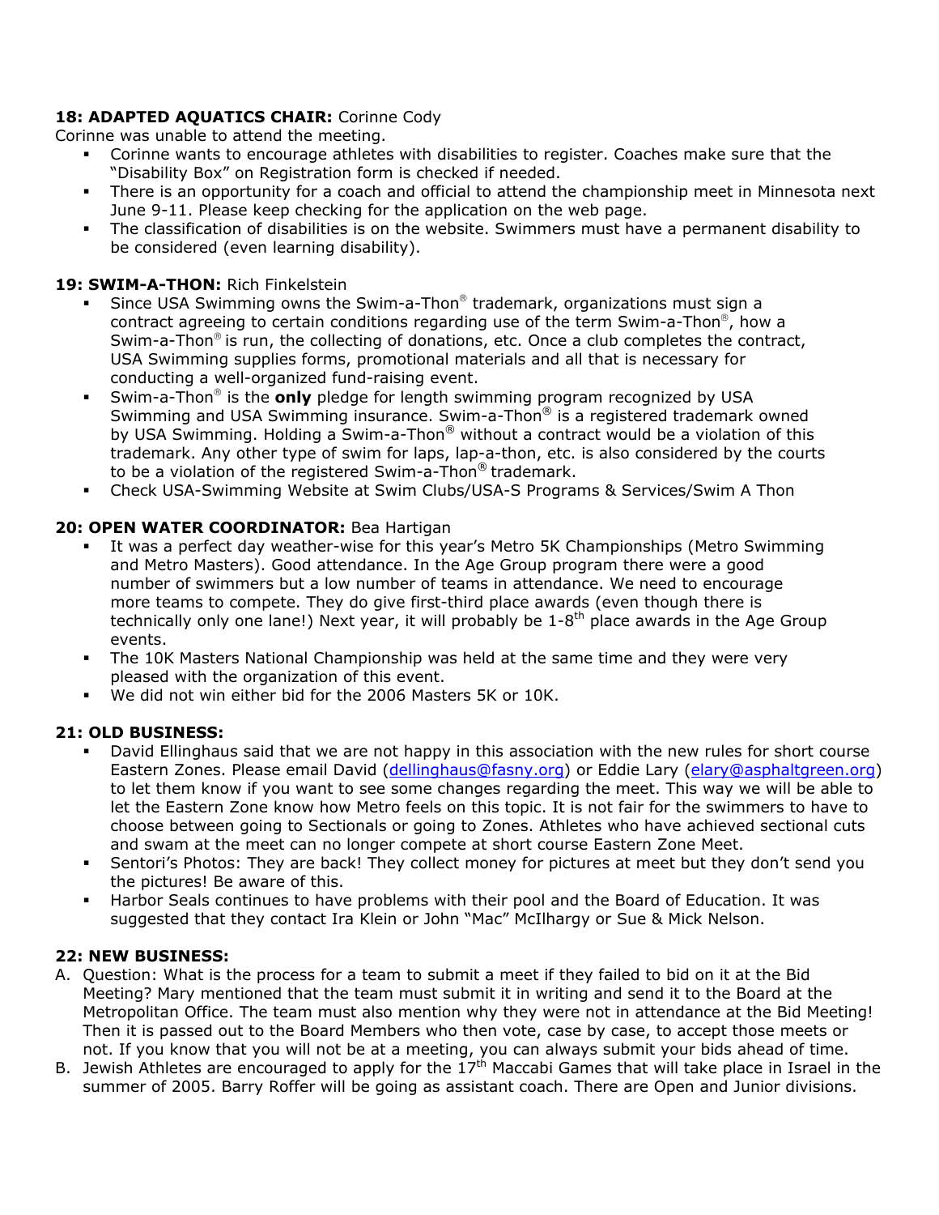**18: ADAPTED AQUATICS CHAIR:** Corinne Cody

Corinne was unable to attend the meeting.

- Corinne wants to encourage athletes with disabilities to register. Coaches make sure that the "Disability Box" on Registration form is checked if needed.
- There is an opportunity for a coach and official to attend the championship meet in Minnesota next June 9-11. Please keep checking for the application on the web page.
- The classification of disabilities is on the website. Swimmers must have a permanent disability to be considered (even learning disability).

**19: SWIM-A-THON:** Rich Finkelstein

- Since USA Swimming owns the Swim-a-Thon® trademark, organizations must sign a contract agreeing to certain conditions regarding use of the term Swim-a-Thon®, how a Swim-a-Thon® is run, the collecting of donations, etc. Once a club completes the contract, USA Swimming supplies forms, promotional materials and all that is necessary for conducting a well-organized fund-raising event.
- Swim-a-Thon® is the **only** pledge for length swimming program recognized by USA Swimming and USA Swimming insurance. Swim-a-Thon® is a registered trademark owned by USA Swimming. Holding a Swim-a-Thon® without a contract would be a violation of this trademark. Any other type of swim for laps, lap-a-thon, etc. is also considered by the courts to be a violation of the registered Swim-a-Thon® trademark.
- Check USA-Swimming Website at Swim Clubs/USA-S Programs & Services/Swim A Thon

**20: OPEN WATER COORDINATOR:** Bea Hartigan

- It was a perfect day weather-wise for this year's Metro 5K Championships (Metro Swimming and Metro Masters). Good attendance. In the Age Group program there were a good number of swimmers but a low number of teams in attendance. We need to encourage more teams to compete. They do give first-third place awards (even though there is technically only one lane!) Next year, it will probably be 1-8th place awards in the Age Group events.
- The 10K Masters National Championship was held at the same time and they were very pleased with the organization of this event.
- We did not win either bid for the 2006 Masters 5K or 10K.

**21: OLD BUSINESS:**

- David Ellinghaus said that we are not happy in this association with the new rules for short course Eastern Zones. Please email David (dellinghaus@fasny.org) or Eddie Lary (elary@asphaltgreen.org) to let them know if you want to see some changes regarding the meet. This way we will be able to let the Eastern Zone know how Metro feels on this topic. It is not fair for the swimmers to have to choose between going to Sectionals or going to Zones. Athletes who have achieved sectional cuts and swam at the meet can no longer compete at short course Eastern Zone Meet.
- Sentori's Photos: They are back! They collect money for pictures at meet but they don't send you the pictures! Be aware of this.
- Harbor Seals continues to have problems with their pool and the Board of Education. It was suggested that they contact Ira Klein or John "Mac" McIlhargy or Sue & Mick Nelson.

**22: NEW BUSINESS:**

A. Question: What is the process for a team to submit a meet if they failed to bid on it at the Bid Meeting? Mary mentioned that the team must submit it in writing and send it to the Board at the Metropolitan Office. The team must also mention why they were not in attendance at the Bid Meeting! Then it is passed out to the Board Members who then vote, case by case, to accept those meets or not. If you know that you will not be at a meeting, you can always submit your bids ahead of time.

B. Jewish Athletes are encouraged to apply for the 17th Maccabi Games that will take place in Israel in the summer of 2005. Barry Roffer will be going as assistant coach. There are Open and Junior divisions.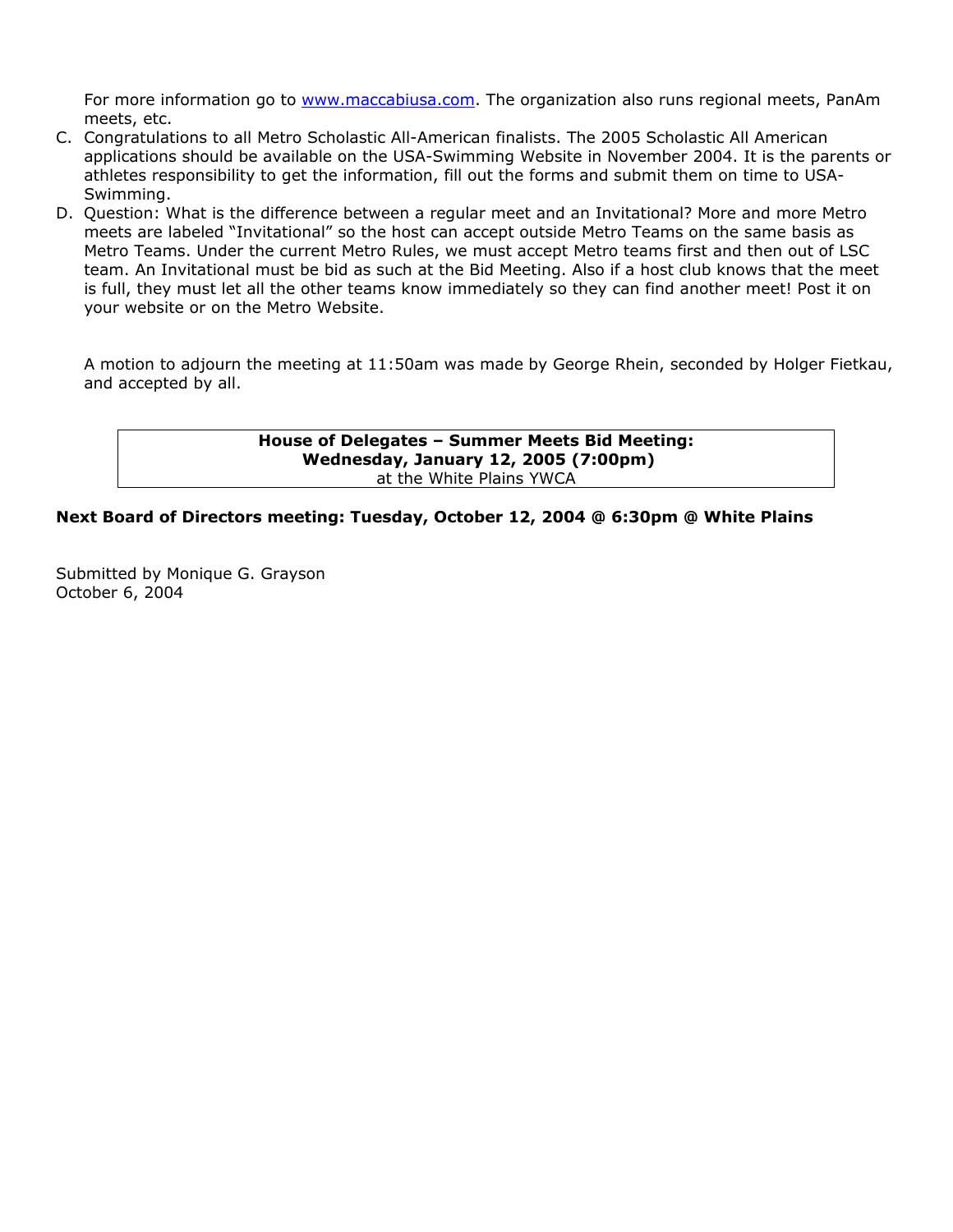For more information go to www.maccabiusa.com. The organization also runs regional meets, PanAm meets, etc.

C. Congratulations to all Metro Scholastic All-American finalists. The 2005 Scholastic All American applications should be available on the USA-Swimming Website in November 2004. It is the parents or athletes responsibility to get the information, fill out the forms and submit them on time to USA-Swimming.
D. Question: What is the difference between a regular meet and an Invitational? More and more Metro meets are labeled "Invitational" so the host can accept outside Metro Teams on the same basis as Metro Teams. Under the current Metro Rules, we must accept Metro teams first and then out of LSC team. An Invitational must be bid as such at the Bid Meeting. Also if a host club knows that the meet is full, they must let all the other teams know immediately so they can find another meet! Post it on your website or on the Metro Website.

A motion to adjourn the meeting at 11:50am was made by George Rhein, seconded by Holger Fietkau, and accepted by all.

**House of Delegates – Summer Meets Bid Meeting:**
**Wednesday, January 12, 2005 (7:00pm)**
at the White Plains YWCA

**Next Board of Directors meeting: Tuesday, October 12, 2004 @ 6:30pm @ White Plains**

Submitted by Monique G. Grayson
October 6, 2004